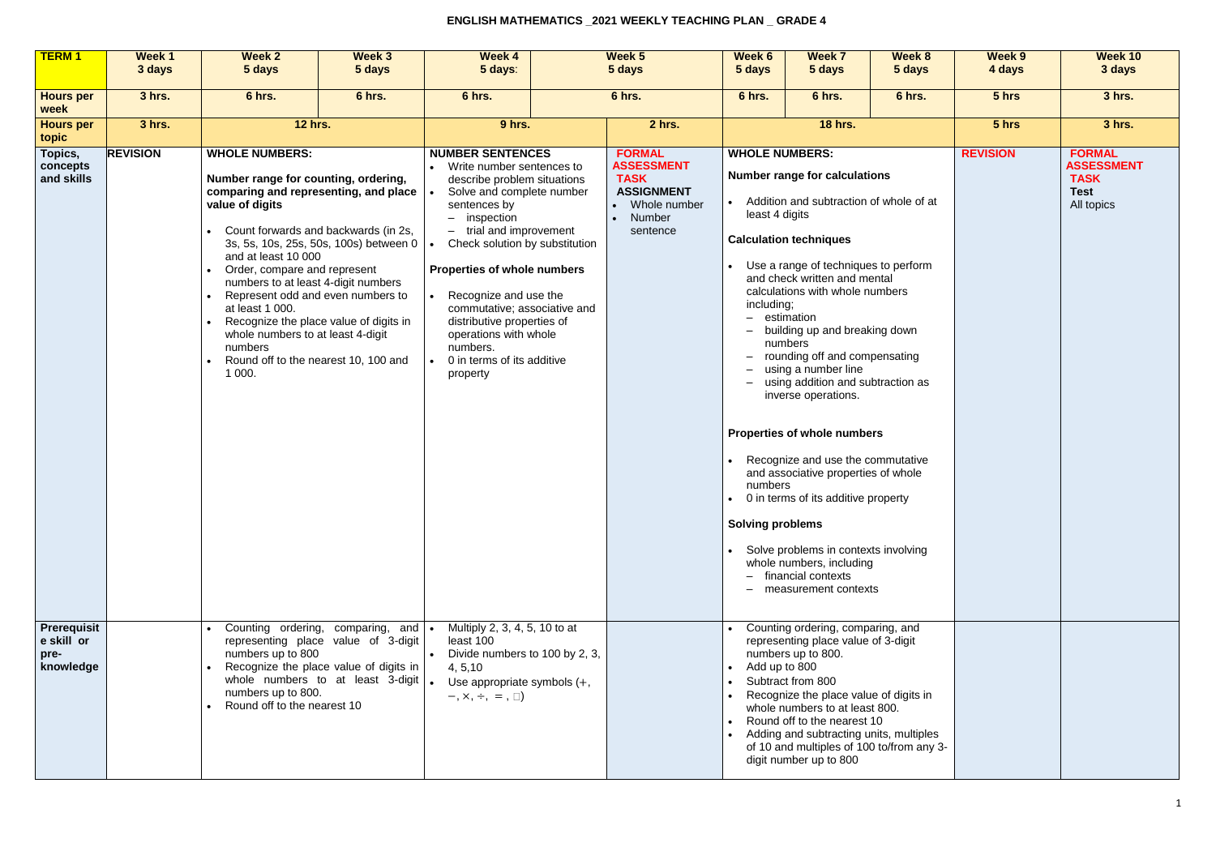# ENGLISH MATHEMATICS _2021 WEEKLY TEACHING PLAN _ GRADE 4

| TERM 1 | Week 1<br>3 days | Week 2<br>5 days | Week 3<br>5 days | Week 4<br>5 days: | Week 5<br>5 days | | Week 6<br>5 days | Week 7<br>5 days | Week 8<br>5 days | Week 9<br>4 days | Week 10<br>3 days |
|---|---|---|---|---|---|---|---|---|---|---|---|
| **Hours per week** | 3 hrs. | 6 hrs. | 6 hrs. | 6 hrs. | 6 hrs. | | 6 hrs. | 6 hrs. | 6 hrs. | 5 hrs | 3 hrs. |
| **Hours per topic** | 3 hrs. | 12 hrs. | | 9 hrs. | | 2 hrs. | 18 hrs. | | | 5 hrs | 3 hrs. |
| **Topics, concepts and skills** | **REVISION** | **WHOLE NUMBERS:**<br><br>**Number range for counting, ordering, comparing and representing, and place value of digits**<br><br>• Count forwards and backwards (in 2s, 3s, 5s, 10s, 25s, 50s, 100s) between 0 and at least 10 000<br>• Order, compare and represent numbers to at least 4-digit numbers<br>• Represent odd and even numbers to at least 1 000.<br>• Recognize the place value of digits in whole numbers to at least 4-digit numbers<br>• Round off to the nearest 10, 100 and 1 000. | | **NUMBER SENTENCES**<br>• Write number sentences to describe problem situations<br>• Solve and complete number sentences by<br>– inspection<br>– trial and improvement<br>• Check solution by substitution<br><br>**Properties of whole numbers**<br><br>• Recognize and use the commutative; associative and distributive properties of operations with whole numbers.<br>• 0 in terms of its additive property | | **FORMAL ASSESSMENT TASK**<br>**ASSIGNMENT**<br>• Whole number<br>• Number sentence | **WHOLE NUMBERS:**<br><br>**Number range for calculations**<br><br>• Addition and subtraction of whole of at least 4 digits<br><br>**Calculation techniques**<br><br>• Use a range of techniques to perform and check written and mental calculations with whole numbers including;<br>– estimation<br>– building up and breaking down numbers<br>– rounding off and compensating<br>– using a number line<br>– using addition and subtraction as inverse operations.<br><br>**Properties of whole numbers**<br><br>• Recognize and use the commutative and associative properties of whole numbers<br>• 0 in terms of its additive property<br><br>**Solving problems**<br><br>• Solve problems in contexts involving whole numbers, including<br>– financial contexts<br>– measurement contexts | | | **REVISION** | **FORMAL ASSESSMENT TASK**<br>**Test**<br>All topics |
| **Prerequisite skill or pre-knowledge** | | • Counting ordering, comparing, and representing place value of 3-digit numbers up to 800<br>• Recognize the place value of digits in whole numbers to at least 3-digit numbers up to 800.<br>• Round off to the nearest 10 | | • Multiply 2, 3, 4, 5, 10 to at least 100<br>• Divide numbers to 100 by 2, 3, 4, 5,10<br>• Use appropriate symbols (+, −, ×, ÷, =, □) | | | • Counting ordering, comparing, and representing place value of 3-digit numbers up to 800.<br>• Add up to 800<br>• Subtract from 800<br>• Recognize the place value of digits in whole numbers to at least 800.<br>• Round off to the nearest 10<br>• Adding and subtracting units, multiples of 10 and multiples of 100 to/from any 3-digit number up to 800 | | | | |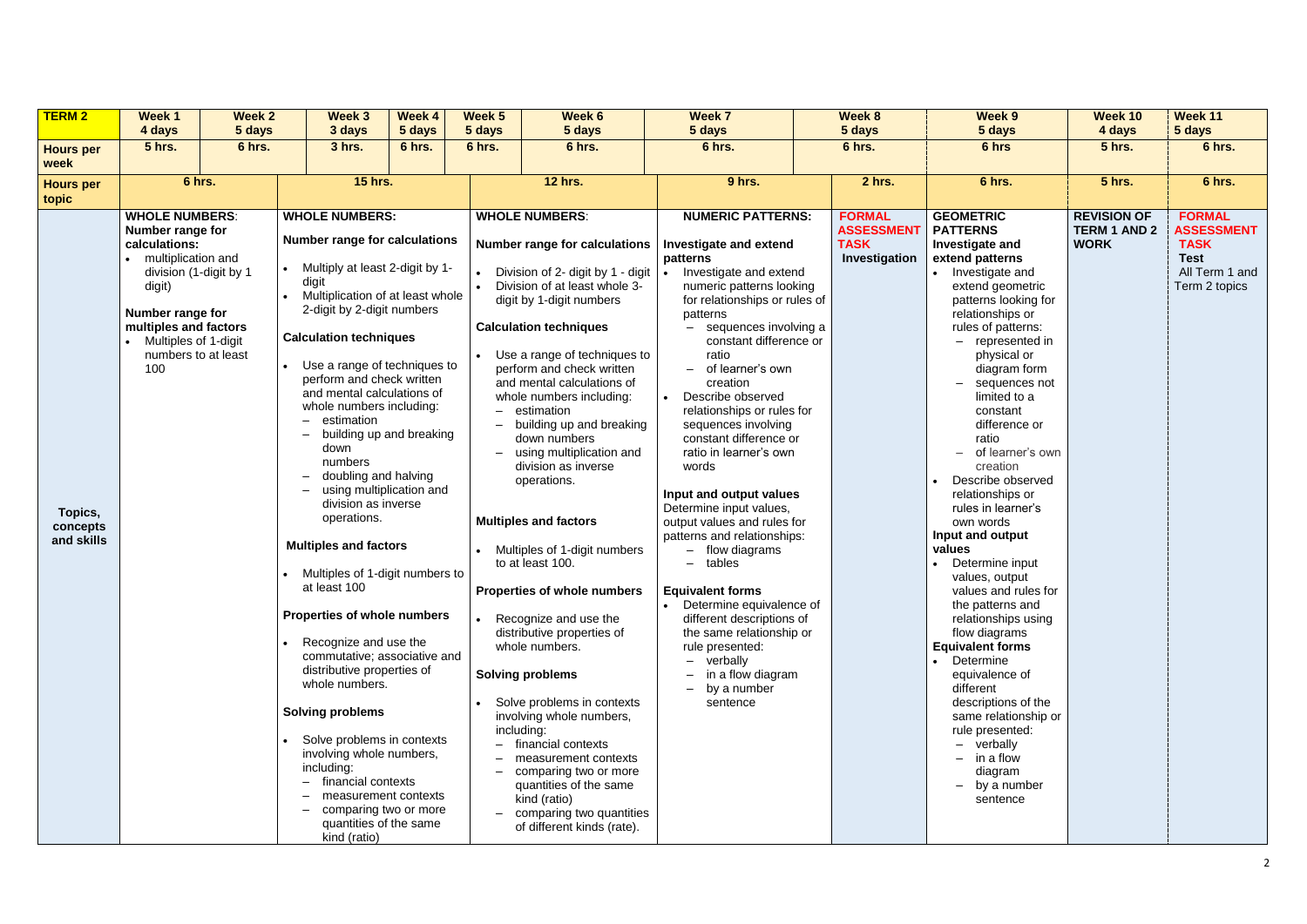| TERM 2 | Week 1<br>4 days | Week 2<br>5 days | Week 3<br>3 days | Week 4<br>5 days | Week 5<br>5 days | Week 6<br>5 days | Week 7<br>5 days | Week 8<br>5 days | Week 9<br>5 days | Week 10<br>4 days | Week 11<br>5 days |
|---|---|---|---|---|---|---|---|---|---|---|---|
| Hours per week | 5 hrs. | 6 hrs. | 3 hrs. | 6 hrs. | 6 hrs. | 6 hrs. | 6 hrs. | 6 hrs. | 6 hrs | 5 hrs. | 6 hrs. |
| Hours per topic | 6 hrs. | | 15 hrs. | | 12 hrs. | | 9 hrs. | 2 hrs. | 6 hrs. | 5 hrs. | 6 hrs. |
| Topics, concepts and skills | **WHOLE NUMBERS**:<br>**Number range for calculations:**<br>• multiplication and division (1-digit by 1 digit)<br>**Number range for multiples and factors**<br>• Multiples of 1-digit numbers to at least 100 | | **WHOLE NUMBERS:**<br>**Number range for calculations**<br>• Multiply at least 2-digit by 1-digit<br>• Multiplication of at least whole 2-digit by 2-digit numbers<br>**Calculation techniques**<br>• Use a range of techniques to perform and check written and mental calculations of whole numbers including:<br>– estimation<br>– building up and breaking down numbers<br>– doubling and halving<br>– using multiplication and division as inverse operations.<br>**Multiples and factors**<br>• Multiples of 1-digit numbers to at least 100<br>**Properties of whole numbers**<br>• Recognize and use the commutative; associative and distributive properties of whole numbers.<br>**Solving problems**<br>• Solve problems in contexts involving whole numbers, including:<br>– financial contexts<br>– measurement contexts<br>– comparing two or more quantities of the same kind (ratio) | | **WHOLE NUMBERS**:<br>**Number range for calculations**<br>• Division of 2- digit by 1 - digit<br>• Division of at least whole 3-digit by 1-digit numbers<br>**Calculation techniques**<br>• Use a range of techniques to perform and check written and mental calculations of whole numbers including:<br>– estimation<br>– building up and breaking down numbers<br>– using multiplication and division as inverse operations.<br>**Multiples and factors**<br>• Multiples of 1-digit numbers to at least 100.<br>**Properties of whole numbers**<br>• Recognize and use the distributive properties of whole numbers.<br>**Solving problems**<br>• Solve problems in contexts involving whole numbers, including:<br>– financial contexts<br>– measurement contexts<br>– comparing two or more quantities of the same kind (ratio)<br>– comparing two quantities of different kinds (rate). | | **NUMERIC PATTERNS:**<br>**Investigate and extend patterns**<br>• Investigate and extend numeric patterns looking for relationships or rules of patterns<br>– sequences involving a constant difference or ratio<br>– of learner's own creation<br>• Describe observed relationships or rules for sequences involving constant difference or ratio in learner's own words<br>**Input and output values**<br>Determine input values, output values and rules for patterns and relationships:<br>– flow diagrams<br>– tables<br>**Equivalent forms**<br>• Determine equivalence of different descriptions of the same relationship or rule presented:<br>– verbally<br>– in a flow diagram<br>– by a number sentence | **FORMAL ASSESSMENT TASK**<br>**Investigation** | **GEOMETRIC PATTERNS**<br>**Investigate and extend patterns**<br>• Investigate and extend geometric patterns looking for relationships or rules of patterns:<br>– represented in physical or diagram form<br>– sequences not limited to a constant difference or ratio<br>– of learner's own creation<br>• Describe observed relationships or rules in learner's own words<br>**Input and output values**<br>• Determine input values, output values and rules for the patterns and relationships using flow diagrams<br>**Equivalent forms**<br>• Determine equivalence of different descriptions of the same relationship or rule presented:<br>– verbally<br>– in a flow diagram<br>– by a number sentence | **REVISION OF TERM 1 AND 2 WORK** | **FORMAL ASSESSMENT TASK**<br>**Test**<br>All Term 1 and Term 2 topics |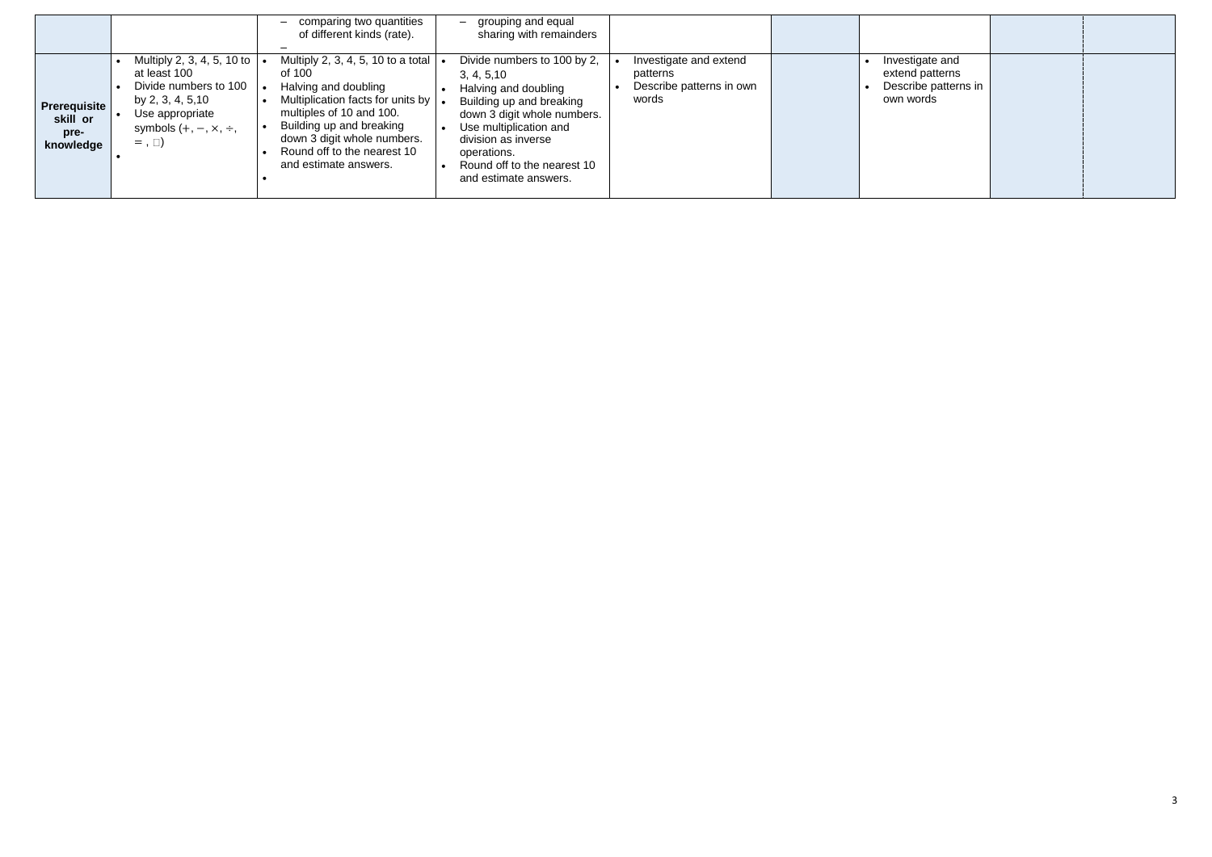| | | | | | | | | |
|---|---|---|---|---|---|---|---|---|
| | | – comparing two quantities of different kinds (rate).<br>– | – grouping and equal sharing with remainders | | | | | |
| **Prerequisite skill or pre-knowledge** | • Multiply 2, 3, 4, 5, 10 to at least 100<br>• Divide numbers to 100 by 2, 3, 4, 5,10<br>• Use appropriate symbols (+, −, ×, ÷, = , □)<br>• | • Multiply 2, 3, 4, 5, 10 to a total of 100<br>• Halving and doubling<br>• Multiplication facts for units by multiples of 10 and 100.<br>• Building up and breaking down 3 digit whole numbers.<br>• Round off to the nearest 10 and estimate answers.<br>• | • Divide numbers to 100 by 2, 3, 4, 5,10<br>• Halving and doubling<br>• Building up and breaking down 3 digit whole numbers.<br>• Use multiplication and division as inverse operations.<br>• Round off to the nearest 10 and estimate answers. | • Investigate and extend patterns<br>• Describe patterns in own words | | • Investigate and extend patterns<br>• Describe patterns in own words | | |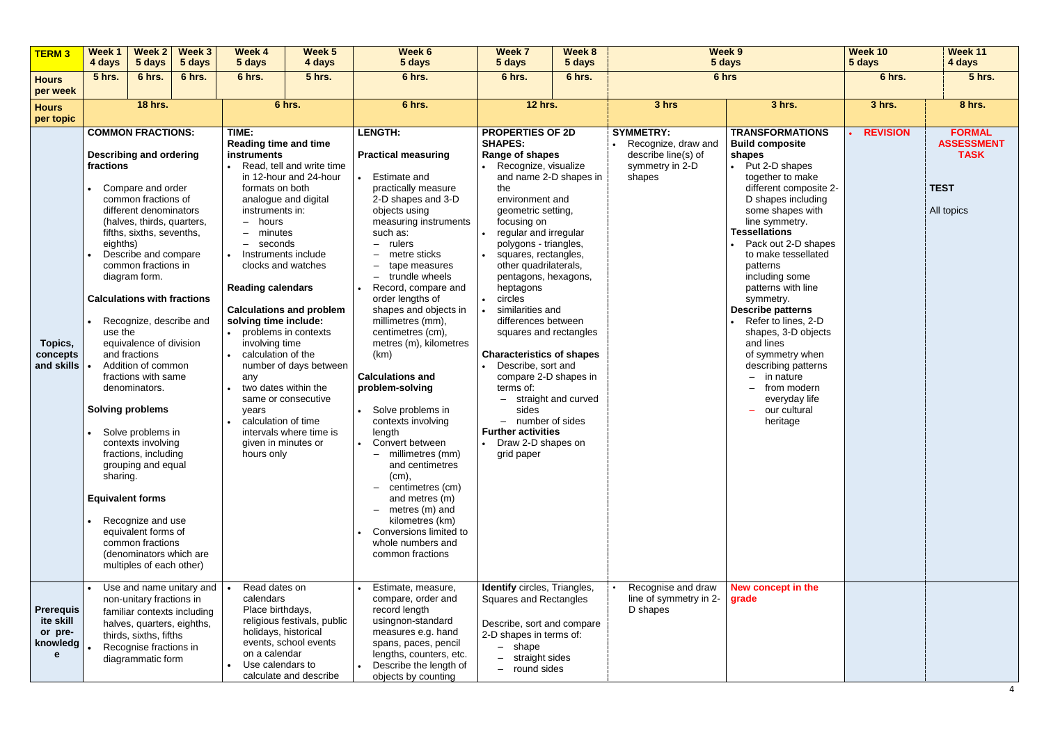| TERM 3 | Week 1 4 days | Week 2 5 days | Week 3 5 days | Week 4 5 days | Week 5 4 days | Week 6 5 days | Week 7 5 days | Week 8 5 days | Week 9 5 days | | Week 10 5 days | Week 11 4 days |
|---|---|---|---|---|---|---|---|---|---|---|---|---|
| **Hours per week** | 5 hrs. | 6 hrs. | 6 hrs. | 6 hrs. | 5 hrs. | 6 hrs. | 6 hrs. | 6 hrs. | 6 hrs | | 6 hrs. | 5 hrs. |
| **Hours per topic** | 18 hrs. | | | 6 hrs. | | 6 hrs. | 12 hrs. | | 3 hrs | 3 hrs. | 3 hrs. | 8 hrs. |
| **Topics, concepts and skills** | **COMMON FRACTIONS:**<br><br>**Describing and ordering fractions**<br>• Compare and order common fractions of different denominators (halves, thirds, quarters, fifths, sixths, sevenths, eighths)<br>• Describe and compare common fractions in diagram form.<br><br>**Calculations with fractions**<br>• Recognize, describe and use the equivalence of division and fractions<br>• Addition of common fractions with same denominators.<br><br>**Solving problems**<br>• Solve problems in contexts involving fractions, including grouping and equal sharing.<br><br>**Equivalent forms**<br>• Recognize and use equivalent forms of common fractions (denominators which are multiples of each other) | | | **TIME:**<br>**Reading time and time instruments**<br>• Read, tell and write time in 12-hour and 24-hour formats on both analogue and digital instruments in:<br>– hours<br>– minutes<br>– seconds<br>• Instruments include clocks and watches<br><br>**Reading calendars**<br><br>**Calculations and problem solving time include:**<br>• problems in contexts involving time<br>• calculation of the number of days between any<br>• two dates within the same or consecutive years<br>• calculation of time intervals where time is given in minutes or hours only | | **LENGTH:**<br><br>**Practical measuring**<br>• Estimate and practically measure 2-D shapes and 3-D objects using measuring instruments such as:<br>– rulers<br>– metre sticks<br>– tape measures<br>– trundle wheels<br>• Record, compare and order lengths of shapes and objects in millimetres (mm), centimetres (cm), metres (m), kilometres (km)<br><br>**Calculations and problem-solving**<br>• Solve problems in contexts involving length<br>• Convert between<br>– millimetres (mm) and centimetres (cm),<br>– centimetres (cm) and metres (m)<br>– metres (m) and kilometres (km)<br>• Conversions limited to whole numbers and common fractions | **PROPERTIES OF 2D SHAPES:**<br>**Range of shapes**<br>• Recognize, visualize and name 2-D shapes in the environment and geometric setting, focusing on<br>• regular and irregular polygons - triangles,<br>• squares, rectangles, other quadrilaterals, pentagons, hexagons, heptagons<br>• circles<br>• similarities and differences between squares and rectangles<br><br>**Characteristics of shapes**<br>• Describe, sort and compare 2-D shapes in terms of:<br>– straight and curved sides<br>– number of sides<br>**Further activities**<br>• Draw 2-D shapes on grid paper | | **SYMMETRY:**<br>• Recognize, draw and describe line(s) of symmetry in 2-D shapes | **TRANSFORMATIONS**<br>**Build composite shapes**<br>• Put 2-D shapes together to make different composite 2-D shapes including some shapes with line symmetry.<br>**Tessellations**<br>• Pack out 2-D shapes to make tessellated patterns including some patterns with line symmetry.<br>**Describe patterns**<br>• Refer to lines, 2-D shapes, 3-D objects and lines of symmetry when describing patterns<br>– in nature<br>– from modern everyday life<br>– our cultural heritage | • **REVISION** | **FORMAL ASSESSMENT TASK**<br><br>**TEST**<br><br>All topics |
| **Prerequisite skill or pre-knowledge** | • Use and name unitary and non-unitary fractions in familiar contexts including halves, quarters, eighths, thirds, sixths, fifths<br>• Recognise fractions in diagrammatic form | | | • Read dates on calendars<br>Place birthdays, religious festivals, public holidays, historical events, school events on a calendar<br>• Use calendars to calculate and describe | | • Estimate, measure, compare, order and record length usingnon-standard measures e.g. hand spans, paces, pencil lengths, counters, etc.<br>• Describe the length of objects by counting | **Identify** circles, Triangles, Squares and Rectangles<br><br>Describe, sort and compare 2-D shapes in terms of:<br>– shape<br>– straight sides<br>– round sides | | • Recognise and draw line of symmetry in 2-D shapes | **New concept in the grade** | | |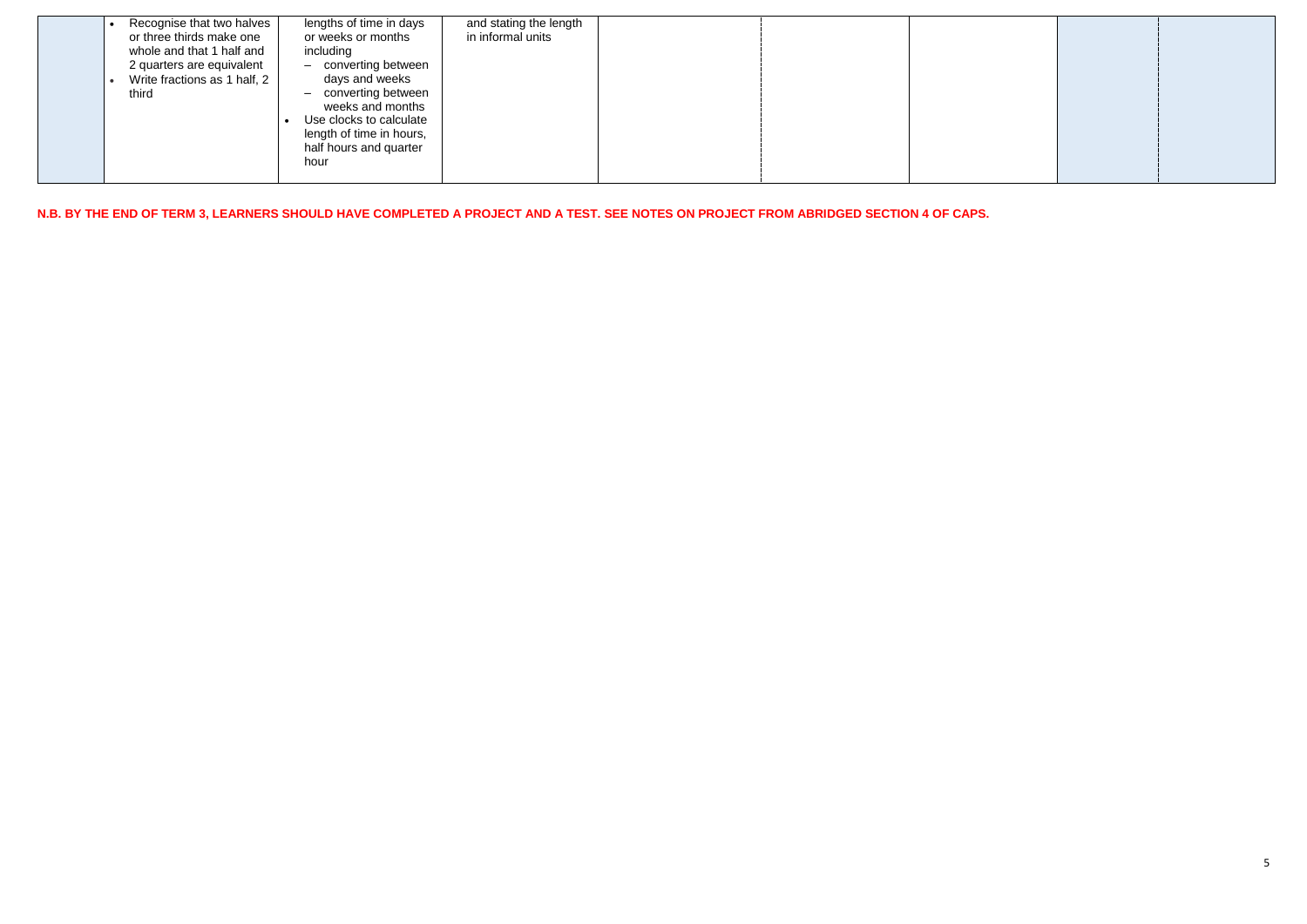|  |  |  |  |  |  |  |  |  |
|---|---|---|---|---|---|---|---|---|
|  | • Recognise that two halves or three thirds make one whole and that 1 half and 2 quarters are equivalent<br>• Write fractions as 1 half, 2 third | lengths of time in days or weeks or months including<br>– converting between days and weeks<br>– converting between weeks and months<br>• Use clocks to calculate length of time in hours, half hours and quarter hour | and stating the length in informal units |  |  |  |  |  |

**N.B. BY THE END OF TERM 3, LEARNERS SHOULD HAVE COMPLETED A PROJECT AND A TEST. SEE NOTES ON PROJECT FROM ABRIDGED SECTION 4 OF CAPS.**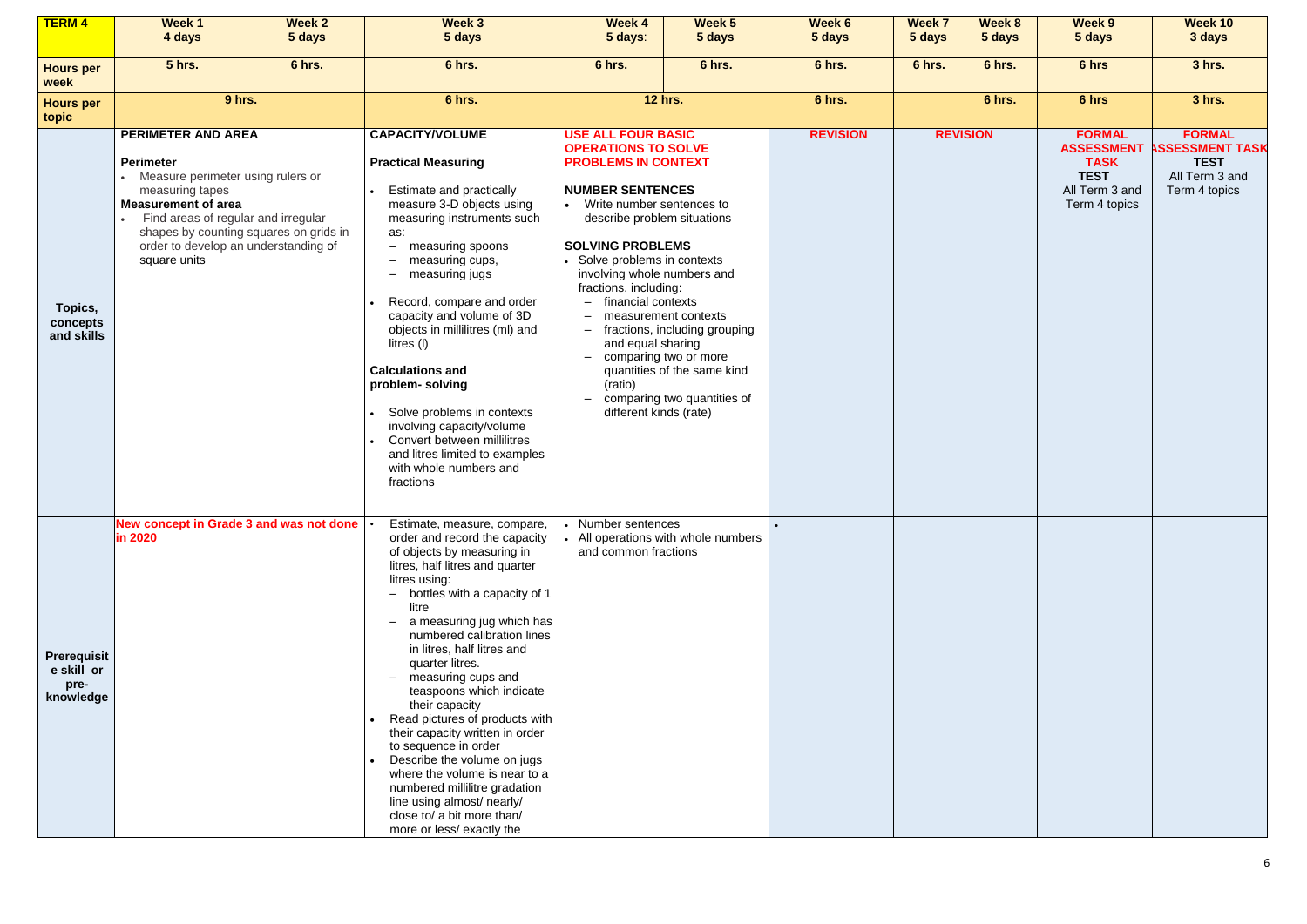| TERM 4 | Week 1 4 days | Week 2 5 days | Week 3 5 days | Week 4 5 days: | Week 5 5 days | Week 6 5 days | Week 7 5 days | Week 8 5 days | Week 9 5 days | Week 10 3 days |
|---|---|---|---|---|---|---|---|---|---|---|
| **Hours per week** | 5 hrs. | 6 hrs. | 6 hrs. | 6 hrs. | 6 hrs. | 6 hrs. | 6 hrs. | 6 hrs. | 6 hrs | 3 hrs. |
| **Hours per topic** | 9 hrs. | | 6 hrs. | 12 hrs. | | 6 hrs. | | 6 hrs. | 6 hrs | 3 hrs. |
| **Topics, concepts and skills** | **PERIMETER AND AREA**<br><br>**Perimeter**<br>• Measure perimeter using rulers or measuring tapes<br>**Measurement of area**<br>• Find areas of regular and irregular shapes by counting squares on grids in order to develop an understanding of square units | | **CAPACITY/VOLUME**<br><br>**Practical Measuring**<br>• Estimate and practically measure 3-D objects using measuring instruments such as:<br>– measuring spoons<br>– measuring cups,<br>– measuring jugs<br>• Record, compare and order capacity and volume of 3D objects in millilitres (ml) and litres (l)<br><br>**Calculations and problem- solving**<br>• Solve problems in contexts involving capacity/volume<br>• Convert between millilitres and litres limited to examples with whole numbers and fractions | **USE ALL FOUR BASIC OPERATIONS TO SOLVE PROBLEMS IN CONTEXT**<br><br>**NUMBER SENTENCES**<br>• Write number sentences to describe problem situations<br><br>**SOLVING PROBLEMS**<br>• Solve problems in contexts involving whole numbers and fractions, including:<br>– financial contexts<br>– measurement contexts<br>– fractions, including grouping and equal sharing<br>– comparing two or more quantities of the same kind (ratio)<br>– comparing two quantities of different kinds (rate) | | **REVISION** | **REVISION** | | **FORMAL ASSESSMENT TASK**<br>**TEST**<br>All Term 3 and Term 4 topics | **FORMAL ASSESSMENT TASK**<br>**TEST**<br>All Term 3 and Term 4 topics |
| **Prerequisite skill or pre-knowledge** | New concept in Grade 3 and was not done in 2020 | | • Estimate, measure, compare, order and record the capacity of objects by measuring in litres, half litres and quarter litres using:<br>– bottles with a capacity of 1 litre<br>– a measuring jug which has numbered calibration lines in litres, half litres and quarter litres.<br>– measuring cups and teaspoons which indicate their capacity<br>• Read pictures of products with their capacity written in order to sequence in order<br>• Describe the volume on jugs where the volume is near to a numbered millilitre gradation line using almost/ nearly/ close to/ a bit more than/ more or less/ exactly the | • Number sentences<br>• All operations with whole numbers and common fractions | | • | | | | |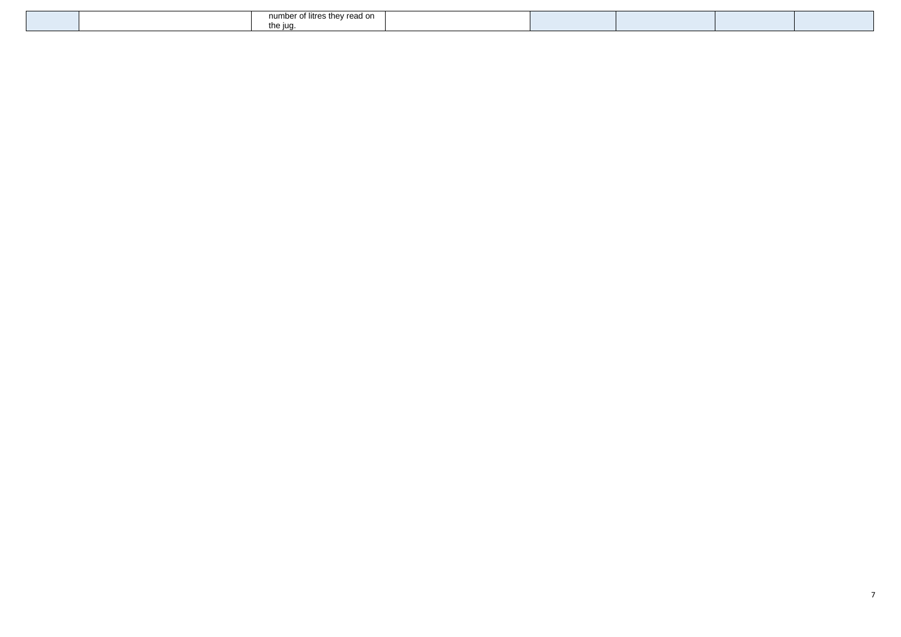| | | | | | | | |
|---|---|---|---|---|---|---|---|
| | | number of litres they read on the jug. | | | | | |